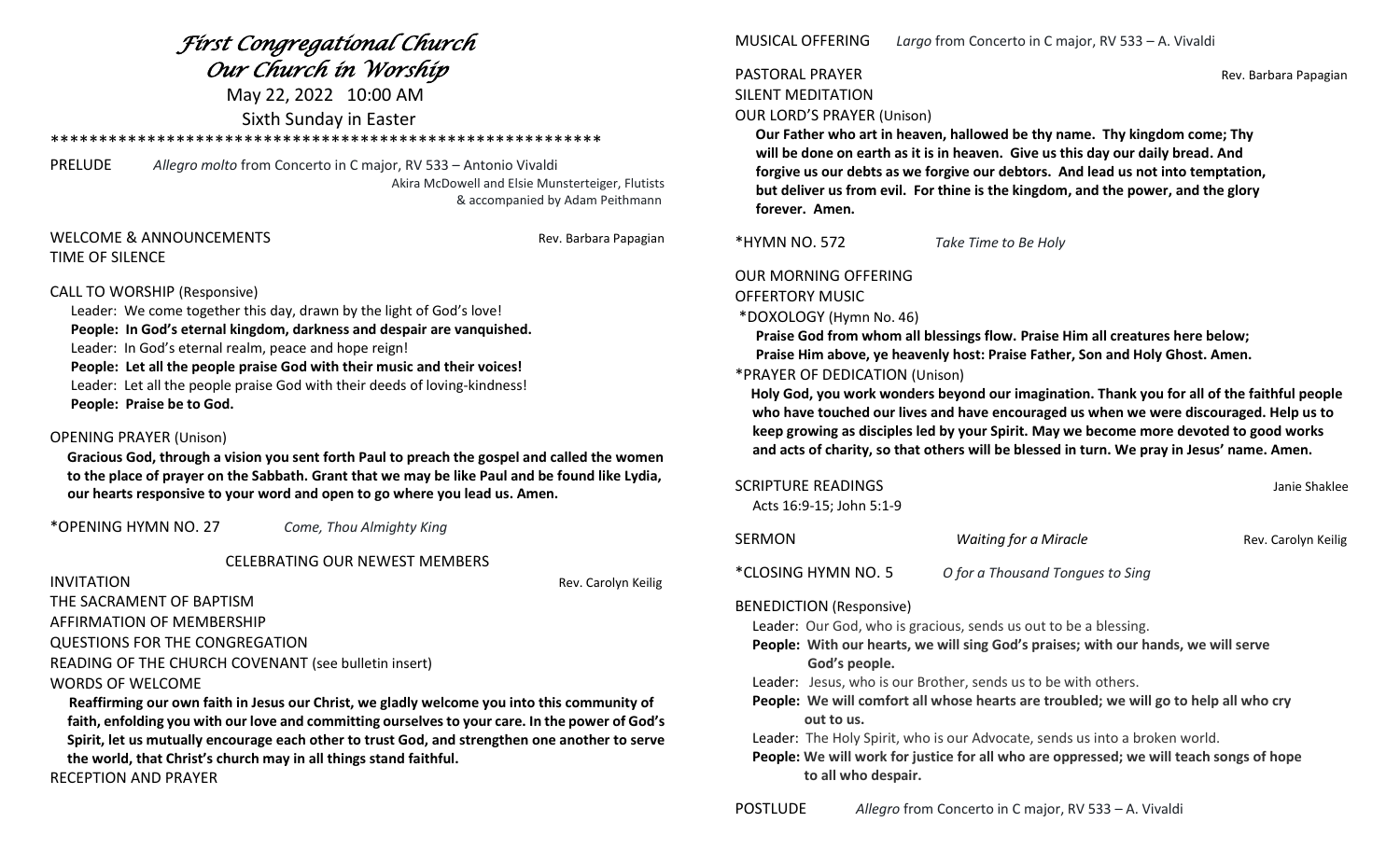# *First Congregational Church*
# *Our Church in Worship*

May 22, 2022 10:00 AM

Sixth Sunday in Easter

\*\*\*\*\*\*\*\*\*\*\*\*\*\*\*\*\*\*\*\*\*\*\*\*\*\*\*\*\*\*\*\*\*\*\*\*\*\*\*\*\*\*\*\*\*\*\*\*\*\*\*\*\*\*\*\*

PRELUDE *Allegro molto* from Concerto in C major, RV 533 – Antonio Vivaldi
Akira McDowell and Elsie Munsterteiger, Flutists
& accompanied by Adam Peithmann

WELCOME & ANNOUNCEMENTS Rev. Barbara Papagian

TIME OF SILENCE

CALL TO WORSHIP (Responsive)

Leader: We come together this day, drawn by the light of God's love!
**People: In God's eternal kingdom, darkness and despair are vanquished.**
Leader: In God's eternal realm, peace and hope reign!
**People: Let all the people praise God with their music and their voices!**
Leader: Let all the people praise God with their deeds of loving-kindness!
**People: Praise be to God.**

OPENING PRAYER (Unison)

**Gracious God, through a vision you sent forth Paul to preach the gospel and called the women to the place of prayer on the Sabbath. Grant that we may be like Paul and be found like Lydia, our hearts responsive to your word and open to go where you lead us. Amen.**

\*OPENING HYMN NO. 27 *Come, Thou Almighty King*

CELEBRATING OUR NEWEST MEMBERS

INVITATION Rev. Carolyn Keilig

THE SACRAMENT OF BAPTISM

AFFIRMATION OF MEMBERSHIP

QUESTIONS FOR THE CONGREGATION

READING OF THE CHURCH COVENANT (see bulletin insert)

WORDS OF WELCOME

**Reaffirming our own faith in Jesus our Christ, we gladly welcome you into this community of faith, enfolding you with our love and committing ourselves to your care. In the power of God's Spirit, let us mutually encourage each other to trust God, and strengthen one another to serve the world, that Christ's church may in all things stand faithful.**

RECEPTION AND PRAYER

MUSICAL OFFERING *Largo* from Concerto in C major, RV 533 – A. Vivaldi

PASTORAL PRAYER Rev. Barbara Papagian

SILENT MEDITATION

OUR LORD'S PRAYER (Unison)

**Our Father who art in heaven, hallowed be thy name. Thy kingdom come; Thy will be done on earth as it is in heaven. Give us this day our daily bread. And forgive us our debts as we forgive our debtors. And lead us not into temptation, but deliver us from evil. For thine is the kingdom, and the power, and the glory forever. Amen.**

\*HYMN NO. 572 *Take Time to Be Holy*

OUR MORNING OFFERING

OFFERTORY MUSIC

\*DOXOLOGY (Hymn No. 46)

**Praise God from whom all blessings flow. Praise Him all creatures here below; Praise Him above, ye heavenly host: Praise Father, Son and Holy Ghost. Amen.**

\*PRAYER OF DEDICATION (Unison)

**Holy God, you work wonders beyond our imagination. Thank you for all of the faithful people who have touched our lives and have encouraged us when we were discouraged. Help us to keep growing as disciples led by your Spirit. May we become more devoted to good works and acts of charity, so that others will be blessed in turn. We pray in Jesus' name. Amen.**

SCRIPTURE READINGS Janie Shaklee

Acts 16:9-15; John 5:1-9

SERMON *Waiting for a Miracle* Rev. Carolyn Keilig

\*CLOSING HYMN NO. 5 *O for a Thousand Tongues to Sing*

BENEDICTION (Responsive)

Leader: Our God, who is gracious, sends us out to be a blessing.
**People: With our hearts, we will sing God's praises; with our hands, we will serve God's people.**
Leader: Jesus, who is our Brother, sends us to be with others.
**People: We will comfort all whose hearts are troubled; we will go to help all who cry out to us.**
Leader: The Holy Spirit, who is our Advocate, sends us into a broken world.
**People: We will work for justice for all who are oppressed; we will teach songs of hope to all who despair.**

POSTLUDE *Allegro* from Concerto in C major, RV 533 – A. Vivaldi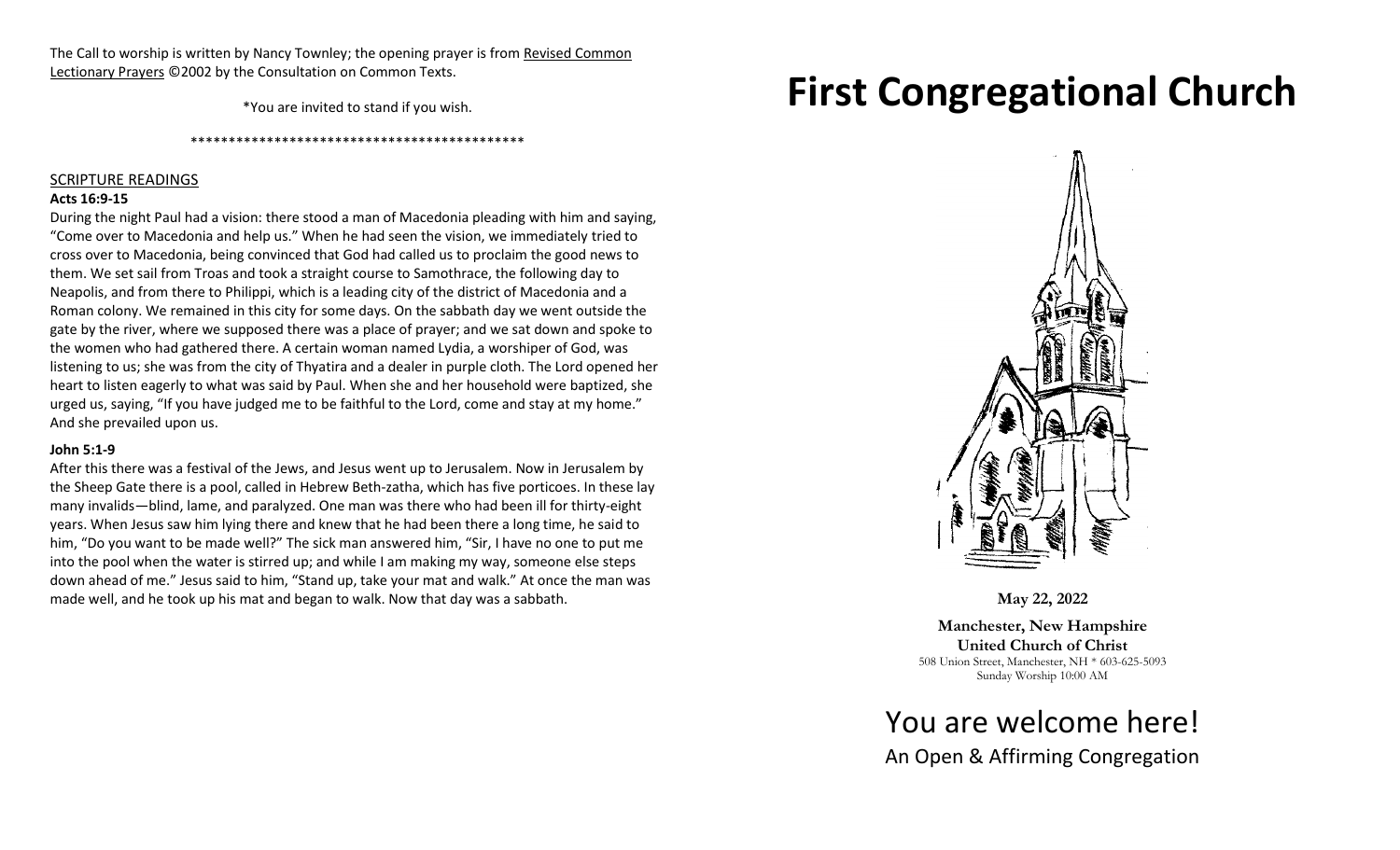The Call to worship is written by Nancy Townley; the opening prayer is from Revised Common Lectionary Prayers ©2002 by the Consultation on Common Texts.

*You are invited to stand if you wish.

*********************************************

## SCRIPTURE READINGS

**Acts 16:9-15**

During the night Paul had a vision: there stood a man of Macedonia pleading with him and saying, "Come over to Macedonia and help us." When he had seen the vision, we immediately tried to cross over to Macedonia, being convinced that God had called us to proclaim the good news to them. We set sail from Troas and took a straight course to Samothrace, the following day to Neapolis, and from there to Philippi, which is a leading city of the district of Macedonia and a Roman colony. We remained in this city for some days. On the sabbath day we went outside the gate by the river, where we supposed there was a place of prayer; and we sat down and spoke to the women who had gathered there. A certain woman named Lydia, a worshiper of God, was listening to us; she was from the city of Thyatira and a dealer in purple cloth. The Lord opened her heart to listen eagerly to what was said by Paul. When she and her household were baptized, she urged us, saying, "If you have judged me to be faithful to the Lord, come and stay at my home." And she prevailed upon us.

**John 5:1-9**

After this there was a festival of the Jews, and Jesus went up to Jerusalem. Now in Jerusalem by the Sheep Gate there is a pool, called in Hebrew Beth-zatha, which has five porticoes. In these lay many invalids—blind, lame, and paralyzed. One man was there who had been ill for thirty-eight years. When Jesus saw him lying there and knew that he had been there a long time, he said to him, "Do you want to be made well?" The sick man answered him, "Sir, I have no one to put me into the pool when the water is stirred up; and while I am making my way, someone else steps down ahead of me." Jesus said to him, "Stand up, take your mat and walk." At once the man was made well, and he took up his mat and began to walk. Now that day was a sabbath.

# First Congregational Church

**May 22, 2022**

**Manchester, New Hampshire**
**United Church of Christ**
508 Union Street, Manchester, NH * 603-625-5093
Sunday Worship 10:00 AM

You are welcome here!
An Open & Affirming Congregation